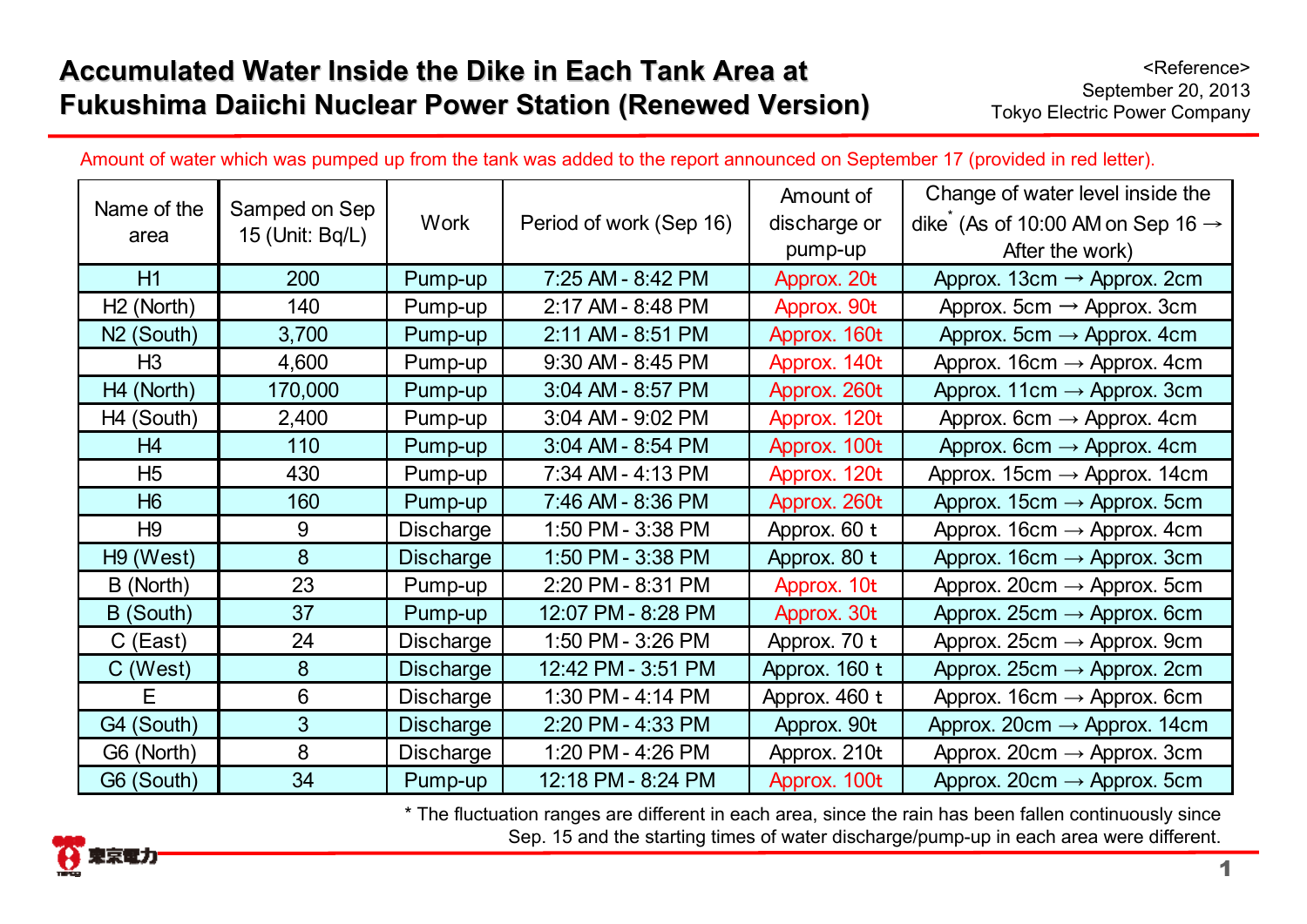# Accumulated Water Inside the Dike in Each Tank Area at Fukushima Daiichi Nuclear Power Station (Renewed Version)

<Reference>
September 20, 2013
Tokyo Electric Power Company

Amount of water which was pumped up from the tank was added to the report announced on September 17 (provided in red letter).

| Name of the area | Samped on Sep 15 (Unit: Bq/L) | Work | Period of work (Sep 16) | Amount of discharge or pump-up | Change of water level inside the dike* (As of 10:00 AM on Sep 16 → After the work) |
|---|---|---|---|---|---|
| H1 | 200 | Pump-up | 7:25 AM - 8:42 PM | Approx. 20t | Approx. 13cm → Approx. 2cm |
| H2 (North) | 140 | Pump-up | 2:17 AM - 8:48 PM | Approx. 90t | Approx. 5cm → Approx. 3cm |
| N2 (South) | 3,700 | Pump-up | 2:11 AM - 8:51 PM | Approx. 160t | Approx. 5cm → Approx. 4cm |
| H3 | 4,600 | Pump-up | 9:30 AM - 8:45 PM | Approx. 140t | Approx. 16cm → Approx. 4cm |
| H4 (North) | 170,000 | Pump-up | 3:04 AM - 8:57 PM | Approx. 260t | Approx. 11cm → Approx. 3cm |
| H4 (South) | 2,400 | Pump-up | 3:04 AM - 9:02 PM | Approx. 120t | Approx. 6cm → Approx. 4cm |
| H4 | 110 | Pump-up | 3:04 AM - 8:54 PM | Approx. 100t | Approx. 6cm → Approx. 4cm |
| H5 | 430 | Pump-up | 7:34 AM - 4:13 PM | Approx. 120t | Approx. 15cm → Approx. 14cm |
| H6 | 160 | Pump-up | 7:46 AM - 8:36 PM | Approx. 260t | Approx. 15cm → Approx. 5cm |
| H9 | 9 | Discharge | 1:50 PM - 3:38 PM | Approx. 60 t | Approx. 16cm → Approx. 4cm |
| H9 (West) | 8 | Discharge | 1:50 PM - 3:38 PM | Approx. 80 t | Approx. 16cm → Approx. 3cm |
| B (North) | 23 | Pump-up | 2:20 PM - 8:31 PM | Approx. 10t | Approx. 20cm → Approx. 5cm |
| B (South) | 37 | Pump-up | 12:07 PM - 8:28 PM | Approx. 30t | Approx. 25cm → Approx. 6cm |
| C (East) | 24 | Discharge | 1:50 PM - 3:26 PM | Approx. 70 t | Approx. 25cm → Approx. 9cm |
| C (West) | 8 | Discharge | 12:42 PM - 3:51 PM | Approx. 160 t | Approx. 25cm → Approx. 2cm |
| E | 6 | Discharge | 1:30 PM - 4:14 PM | Approx. 460 t | Approx. 16cm → Approx. 6cm |
| G4 (South) | 3 | Discharge | 2:20 PM - 4:33 PM | Approx. 90t | Approx. 20cm → Approx. 14cm |
| G6 (North) | 8 | Discharge | 1:20 PM - 4:26 PM | Approx. 210t | Approx. 20cm → Approx. 3cm |
| G6 (South) | 34 | Pump-up | 12:18 PM - 8:24 PM | Approx. 100t | Approx. 20cm → Approx. 5cm |

* The fluctuation ranges are different in each area, since the rain has been fallen continuously since Sep. 15 and the starting times of water discharge/pump-up in each area were different.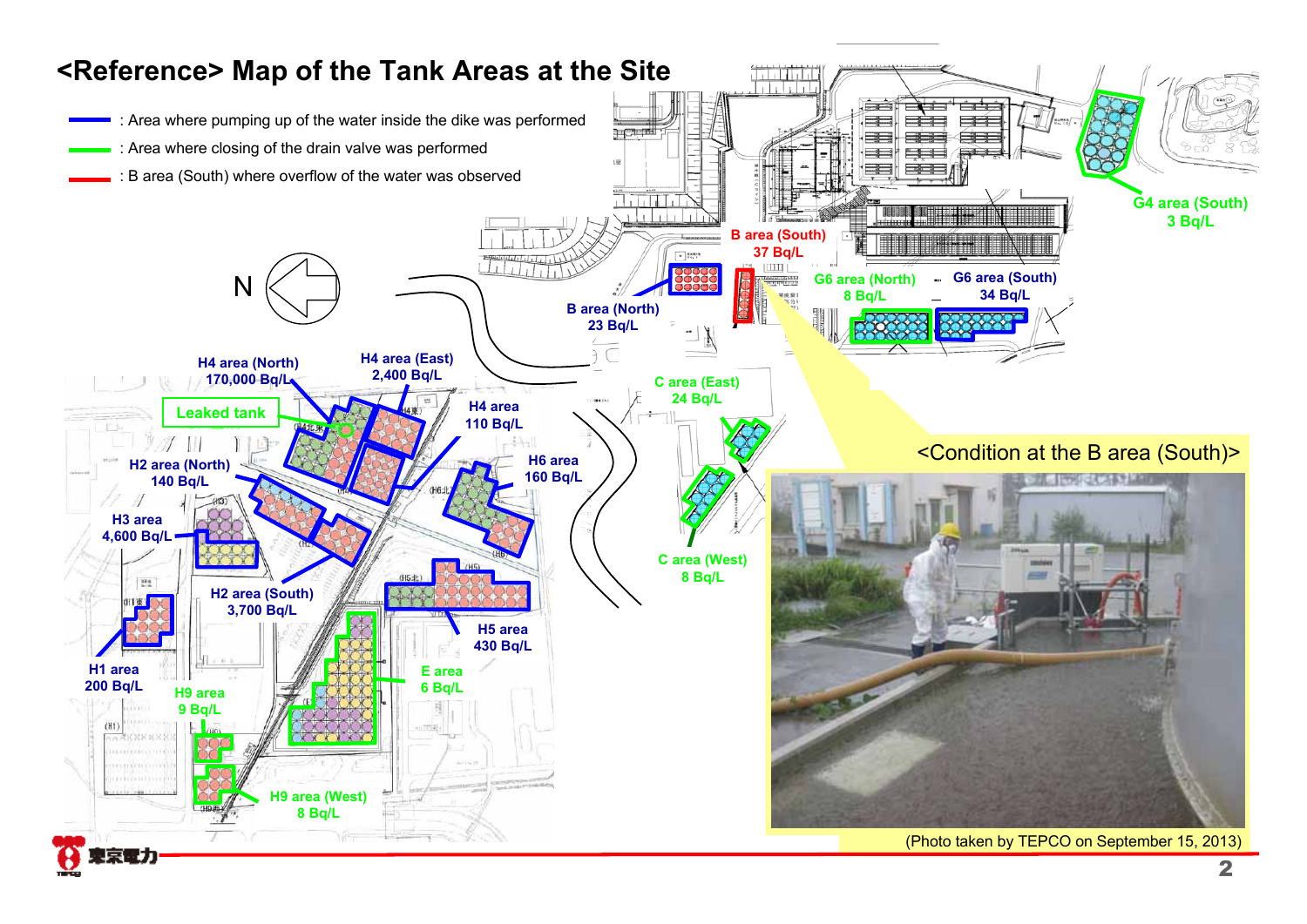# <Reference> Map of the Tank Areas at the Site

- : Area where pumping up of the water inside the dike was performed
- : Area where closing of the drain valve was performed
- : B area (South) where overflow of the water was observed

N

G4 area (South)
3 Bq/L

B area (South)
37 Bq/L

G6 area (North)
8 Bq/L

G6 area (South)
34 Bq/L

B area (North)
23 Bq/L

H4 area (North)
170,000 Bq/L

H4 area (East)
2,400 Bq/L

Leaked tank

H4 area
110 Bq/L

C area (East)
24 Bq/L

H2 area (North)
140 Bq/L

H6 area
160 Bq/L

H3 area
4,600 Bq/L

C area (West)
8 Bq/L

H2 area (South)
3,700 Bq/L

H5 area
430 Bq/L

H1 area
200 Bq/L

H9 area
9 Bq/L

E area
6 Bq/L

H9 area (West)
8 Bq/L

<Condition at the B area (South)>

(Photo taken by TEPCO on September 15, 2013)